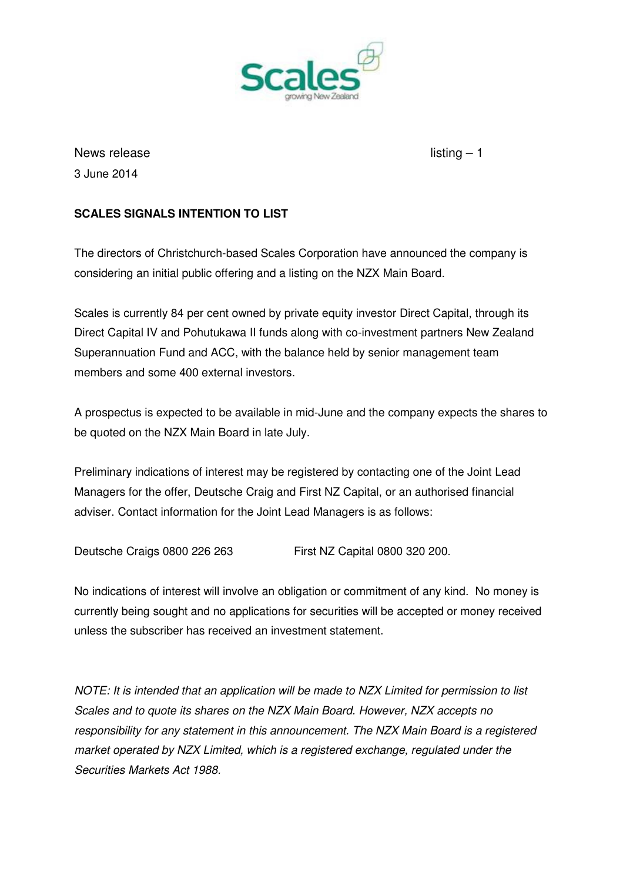News release listing – 1

3 June 2014

**SCALES SIGNALS INTENTION TO LIST**

The directors of Christchurch-based Scales Corporation have announced the company is considering an initial public offering and a listing on the NZX Main Board.

Scales is currently 84 per cent owned by private equity investor Direct Capital, through its Direct Capital IV and Pohutukawa II funds along with co-investment partners New Zealand Superannuation Fund and ACC, with the balance held by senior management team members and some 400 external investors.

A prospectus is expected to be available in mid-June and the company expects the shares to be quoted on the NZX Main Board in late July.

Preliminary indications of interest may be registered by contacting one of the Joint Lead Managers for the offer, Deutsche Craig and First NZ Capital, or an authorised financial adviser. Contact information for the Joint Lead Managers is as follows:

Deutsche Craigs 0800 226 263 First NZ Capital 0800 320 200.

No indications of interest will involve an obligation or commitment of any kind. No money is currently being sought and no applications for securities will be accepted or money received unless the subscriber has received an investment statement.

*NOTE: It is intended that an application will be made to NZX Limited for permission to list Scales and to quote its shares on the NZX Main Board. However, NZX accepts no responsibility for any statement in this announcement. The NZX Main Board is a registered market operated by NZX Limited, which is a registered exchange, regulated under the Securities Markets Act 1988.*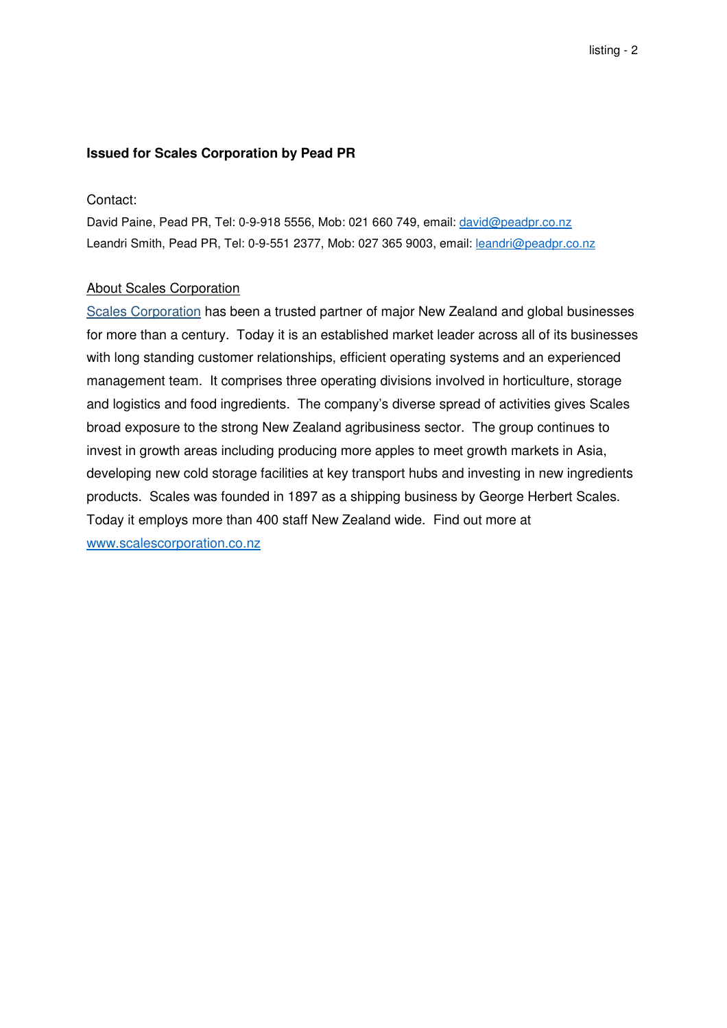**Issued for Scales Corporation by Pead PR**

Contact:

David Paine, Pead PR, Tel: 0-9-918 5556, Mob: 021 660 749, email: david@peadpr.co.nz
Leandri Smith, Pead PR, Tel: 0-9-551 2377, Mob: 027 365 9003, email: leandri@peadpr.co.nz

About Scales Corporation

Scales Corporation has been a trusted partner of major New Zealand and global businesses for more than a century. Today it is an established market leader across all of its businesses with long standing customer relationships, efficient operating systems and an experienced management team. It comprises three operating divisions involved in horticulture, storage and logistics and food ingredients. The company's diverse spread of activities gives Scales broad exposure to the strong New Zealand agribusiness sector. The group continues to invest in growth areas including producing more apples to meet growth markets in Asia, developing new cold storage facilities at key transport hubs and investing in new ingredients products. Scales was founded in 1897 as a shipping business by George Herbert Scales. Today it employs more than 400 staff New Zealand wide. Find out more at www.scalescorporation.co.nz